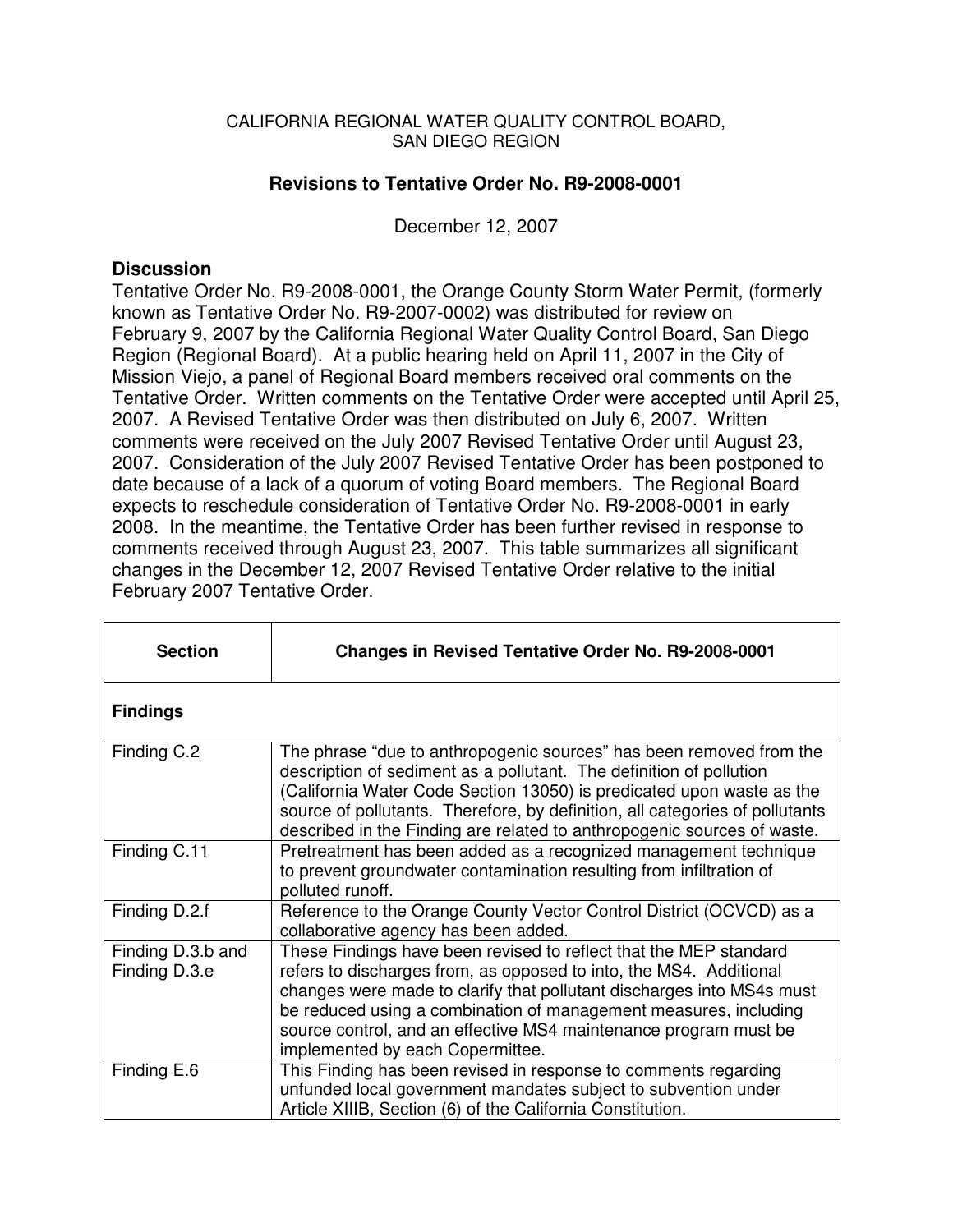CALIFORNIA REGIONAL WATER QUALITY CONTROL BOARD,
SAN DIEGO REGION

## Revisions to Tentative Order No. R9-2008-0001

December 12, 2007

### Discussion

Tentative Order No. R9-2008-0001, the Orange County Storm Water Permit, (formerly known as Tentative Order No. R9-2007-0002) was distributed for review on February 9, 2007 by the California Regional Water Quality Control Board, San Diego Region (Regional Board). At a public hearing held on April 11, 2007 in the City of Mission Viejo, a panel of Regional Board members received oral comments on the Tentative Order. Written comments on the Tentative Order were accepted until April 25, 2007. A Revised Tentative Order was then distributed on July 6, 2007. Written comments were received on the July 2007 Revised Tentative Order until August 23, 2007. Consideration of the July 2007 Revised Tentative Order has been postponed to date because of a lack of a quorum of voting Board members. The Regional Board expects to reschedule consideration of Tentative Order No. R9-2008-0001 in early 2008. In the meantime, the Tentative Order has been further revised in response to comments received through August 23, 2007. This table summarizes all significant changes in the December 12, 2007 Revised Tentative Order relative to the initial February 2007 Tentative Order.

| Section | Changes in Revised Tentative Order No. R9-2008-0001 |
|---|---|
| **Findings** | |
| Finding C.2 | The phrase "due to anthropogenic sources" has been removed from the description of sediment as a pollutant. The definition of pollution (California Water Code Section 13050) is predicated upon waste as the source of pollutants. Therefore, by definition, all categories of pollutants described in the Finding are related to anthropogenic sources of waste. |
| Finding C.11 | Pretreatment has been added as a recognized management technique to prevent groundwater contamination resulting from infiltration of polluted runoff. |
| Finding D.2.f | Reference to the Orange County Vector Control District (OCVCD) as a collaborative agency has been added. |
| Finding D.3.b and Finding D.3.e | These Findings have been revised to reflect that the MEP standard refers to discharges from, as opposed to into, the MS4. Additional changes were made to clarify that pollutant discharges into MS4s must be reduced using a combination of management measures, including source control, and an effective MS4 maintenance program must be implemented by each Copermittee. |
| Finding E.6 | This Finding has been revised in response to comments regarding unfunded local government mandates subject to subvention under Article XIIIB, Section (6) of the California Constitution. |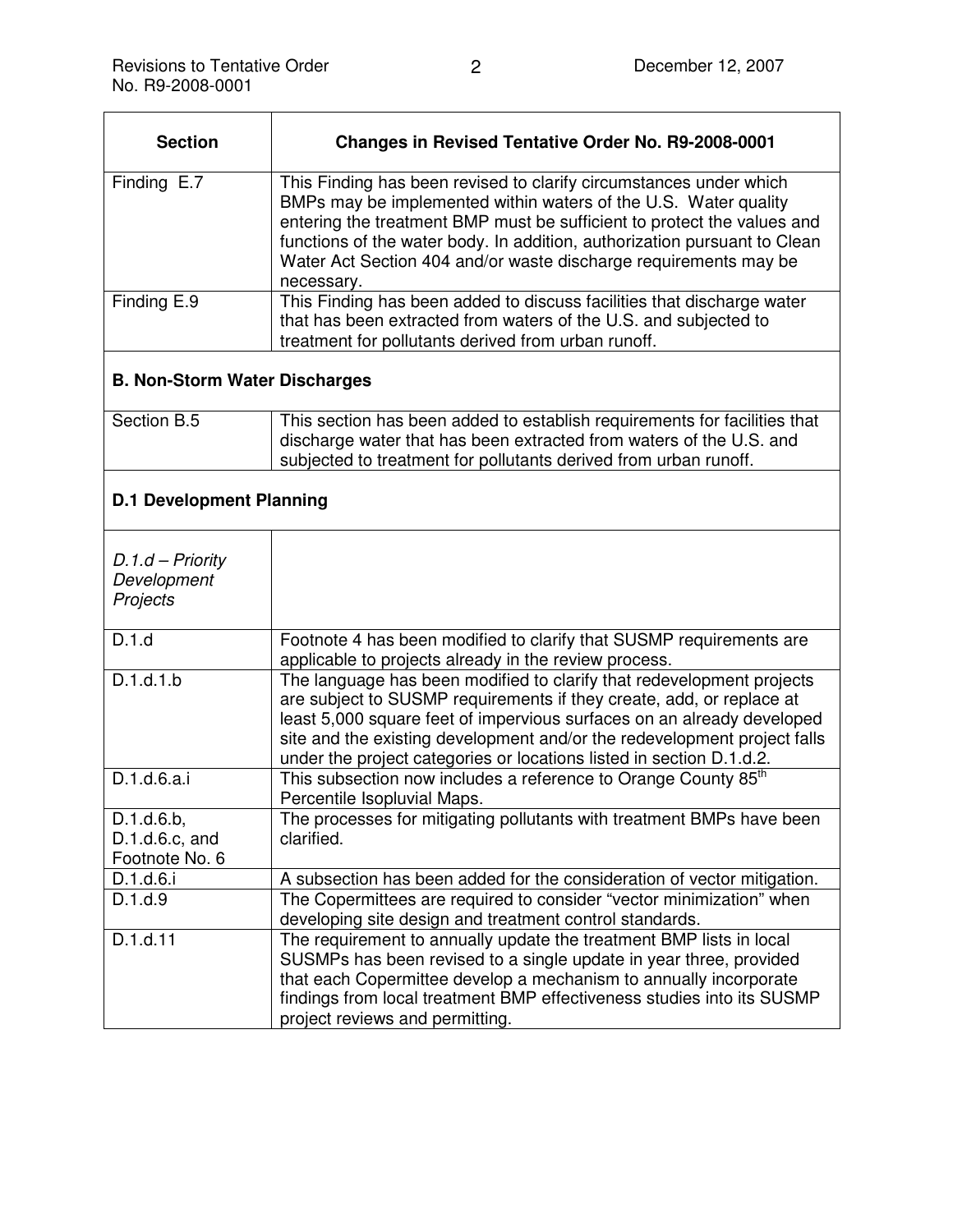| Section | Changes in Revised Tentative Order No. R9-2008-0001 |
|---|---|
| Finding E.7 | This Finding has been revised to clarify circumstances under which BMPs may be implemented within waters of the U.S. Water quality entering the treatment BMP must be sufficient to protect the values and functions of the water body. In addition, authorization pursuant to Clean Water Act Section 404 and/or waste discharge requirements may be necessary. |
| Finding E.9 | This Finding has been added to discuss facilities that discharge water that has been extracted from waters of the U.S. and subjected to treatment for pollutants derived from urban runoff. |
| **B. Non-Storm Water Discharges** | |
| Section B.5 | This section has been added to establish requirements for facilities that discharge water that has been extracted from waters of the U.S. and subjected to treatment for pollutants derived from urban runoff. |
| **D.1 Development Planning** | |
| *D.1.d – Priority Development Projects* | |
| D.1.d | Footnote 4 has been modified to clarify that SUSMP requirements are applicable to projects already in the review process. |
| D.1.d.1.b | The language has been modified to clarify that redevelopment projects are subject to SUSMP requirements if they create, add, or replace at least 5,000 square feet of impervious surfaces on an already developed site and the existing development and/or the redevelopment project falls under the project categories or locations listed in section D.1.d.2. |
| D.1.d.6.a.i | This subsection now includes a reference to Orange County 85th Percentile Isopluvial Maps. |
| D.1.d.6.b, D.1.d.6.c, and Footnote No. 6 | The processes for mitigating pollutants with treatment BMPs have been clarified. |
| D.1.d.6.i | A subsection has been added for the consideration of vector mitigation. |
| D.1.d.9 | The Copermittees are required to consider "vector minimization" when developing site design and treatment control standards. |
| D.1.d.11 | The requirement to annually update the treatment BMP lists in local SUSMPs has been revised to a single update in year three, provided that each Copermittee develop a mechanism to annually incorporate findings from local treatment BMP effectiveness studies into its SUSMP project reviews and permitting. |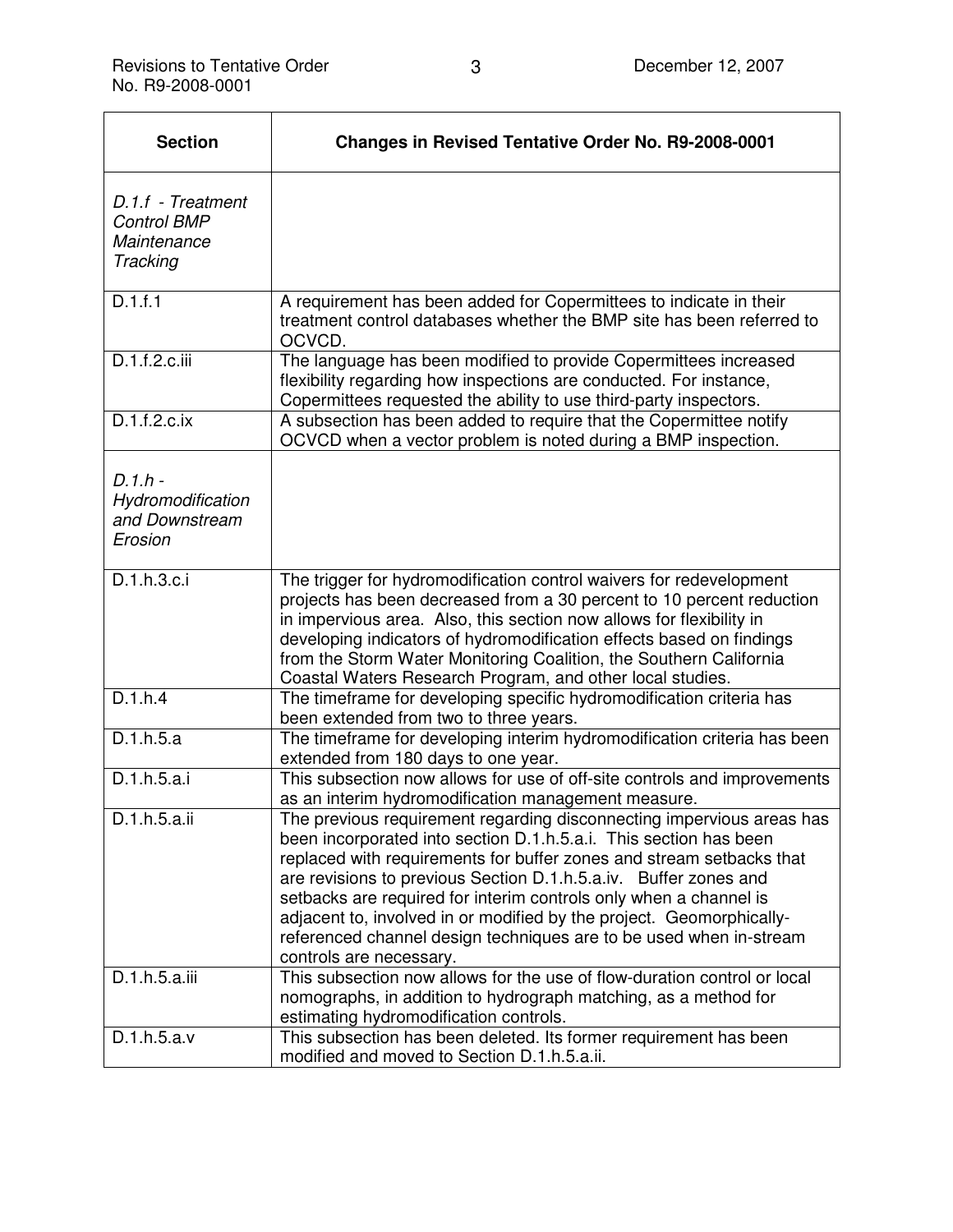| Section | Changes in Revised Tentative Order No. R9-2008-0001 |
|---|---|
| *D.1.f - Treatment Control BMP Maintenance Tracking* | |
| D.1.f.1 | A requirement has been added for Copermittees to indicate in their treatment control databases whether the BMP site has been referred to OCVCD. |
| D.1.f.2.c.iii | The language has been modified to provide Copermittees increased flexibility regarding how inspections are conducted. For instance, Copermittees requested the ability to use third-party inspectors. |
| D.1.f.2.c.ix | A subsection has been added to require that the Copermittee notify OCVCD when a vector problem is noted during a BMP inspection. |
| *D.1.h - Hydromodification and Downstream Erosion* | |
| D.1.h.3.c.i | The trigger for hydromodification control waivers for redevelopment projects has been decreased from a 30 percent to 10 percent reduction in impervious area. Also, this section now allows for flexibility in developing indicators of hydromodification effects based on findings from the Storm Water Monitoring Coalition, the Southern California Coastal Waters Research Program, and other local studies. |
| D.1.h.4 | The timeframe for developing specific hydromodification criteria has been extended from two to three years. |
| D.1.h.5.a | The timeframe for developing interim hydromodification criteria has been extended from 180 days to one year. |
| D.1.h.5.a.i | This subsection now allows for use of off-site controls and improvements as an interim hydromodification management measure. |
| D.1.h.5.a.ii | The previous requirement regarding disconnecting impervious areas has been incorporated into section D.1.h.5.a.i. This section has been replaced with requirements for buffer zones and stream setbacks that are revisions to previous Section D.1.h.5.a.iv. Buffer zones and setbacks are required for interim controls only when a channel is adjacent to, involved in or modified by the project. Geomorphically-referenced channel design techniques are to be used when in-stream controls are necessary. |
| D.1.h.5.a.iii | This subsection now allows for the use of flow-duration control or local nomographs, in addition to hydrograph matching, as a method for estimating hydromodification controls. |
| D.1.h.5.a.v | This subsection has been deleted. Its former requirement has been modified and moved to Section D.1.h.5.a.ii. |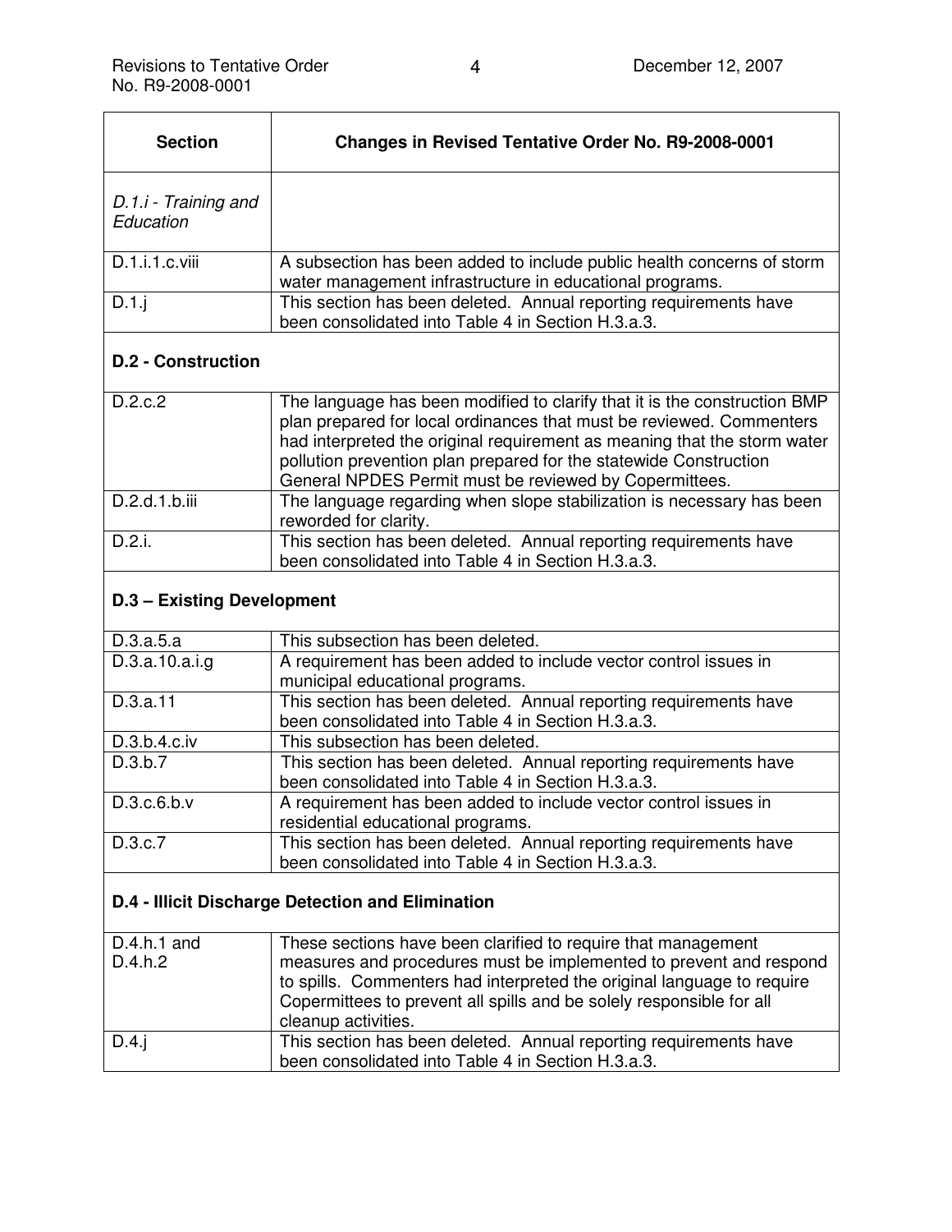| Section | Changes in Revised Tentative Order No. R9-2008-0001 |
| --- | --- |
| *D.1.i - Training and Education* | |
| D.1.i.1.c.viii | A subsection has been added to include public health concerns of storm water management infrastructure in educational programs. |
| D.1.j | This section has been deleted. Annual reporting requirements have been consolidated into Table 4 in Section H.3.a.3. |
| **D.2 - Construction** | |
| D.2.c.2 | The language has been modified to clarify that it is the construction BMP plan prepared for local ordinances that must be reviewed. Commenters had interpreted the original requirement as meaning that the storm water pollution prevention plan prepared for the statewide Construction General NPDES Permit must be reviewed by Copermittees. |
| D.2.d.1.b.iii | The language regarding when slope stabilization is necessary has been reworded for clarity. |
| D.2.i. | This section has been deleted. Annual reporting requirements have been consolidated into Table 4 in Section H.3.a.3. |
| **D.3 – Existing Development** | |
| D.3.a.5.a | This subsection has been deleted. |
| D.3.a.10.a.i.g | A requirement has been added to include vector control issues in municipal educational programs. |
| D.3.a.11 | This section has been deleted. Annual reporting requirements have been consolidated into Table 4 in Section H.3.a.3. |
| D.3.b.4.c.iv | This subsection has been deleted. |
| D.3.b.7 | This section has been deleted. Annual reporting requirements have been consolidated into Table 4 in Section H.3.a.3. |
| D.3.c.6.b.v | A requirement has been added to include vector control issues in residential educational programs. |
| D.3.c.7 | This section has been deleted. Annual reporting requirements have been consolidated into Table 4 in Section H.3.a.3. |
| **D.4 - Illicit Discharge Detection and Elimination** | |
| D.4.h.1 and D.4.h.2 | These sections have been clarified to require that management measures and procedures must be implemented to prevent and respond to spills. Commenters had interpreted the original language to require Copermittees to prevent all spills and be solely responsible for all cleanup activities. |
| D.4.j | This section has been deleted. Annual reporting requirements have been consolidated into Table 4 in Section H.3.a.3. |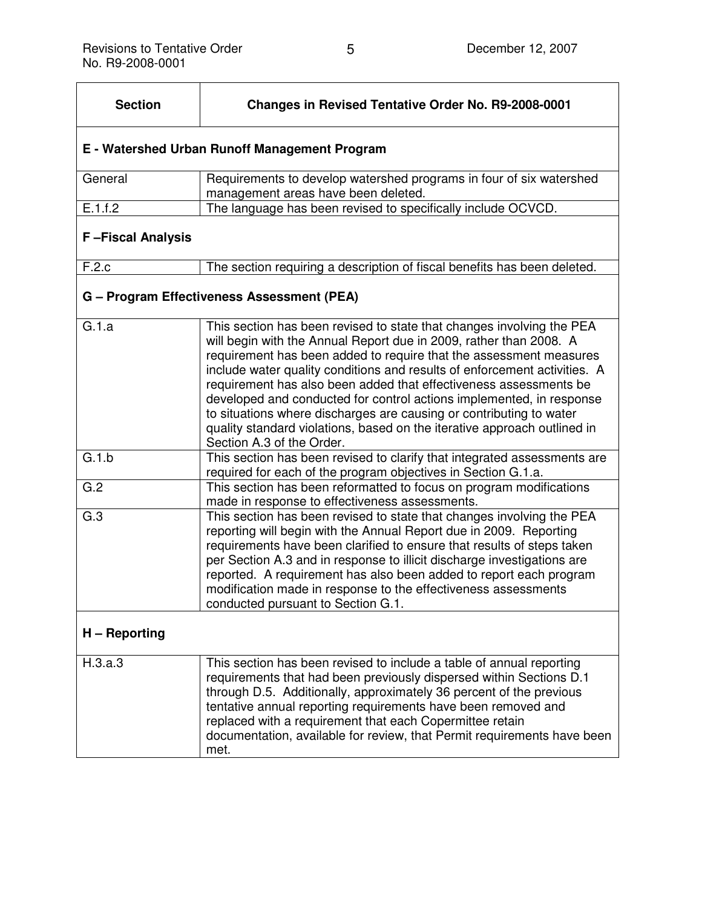| Section | Changes in Revised Tentative Order No. R9-2008-0001 |
| --- | --- |
| **E - Watershed Urban Runoff Management Program** | |
| General | Requirements to develop watershed programs in four of six watershed management areas have been deleted. |
| E.1.f.2 | The language has been revised to specifically include OCVCD. |
| **F –Fiscal Analysis** | |
| F.2.c | The section requiring a description of fiscal benefits has been deleted. |
| **G – Program Effectiveness Assessment (PEA)** | |
| G.1.a | This section has been revised to state that changes involving the PEA will begin with the Annual Report due in 2009, rather than 2008. A requirement has been added to require that the assessment measures include water quality conditions and results of enforcement activities. A requirement has also been added that effectiveness assessments be developed and conducted for control actions implemented, in response to situations where discharges are causing or contributing to water quality standard violations, based on the iterative approach outlined in Section A.3 of the Order. |
| G.1.b | This section has been revised to clarify that integrated assessments are required for each of the program objectives in Section G.1.a. |
| G.2 | This section has been reformatted to focus on program modifications made in response to effectiveness assessments. |
| G.3 | This section has been revised to state that changes involving the PEA reporting will begin with the Annual Report due in 2009. Reporting requirements have been clarified to ensure that results of steps taken per Section A.3 and in response to illicit discharge investigations are reported. A requirement has also been added to report each program modification made in response to the effectiveness assessments conducted pursuant to Section G.1. |
| **H – Reporting** | |
| H.3.a.3 | This section has been revised to include a table of annual reporting requirements that had been previously dispersed within Sections D.1 through D.5. Additionally, approximately 36 percent of the previous tentative annual reporting requirements have been removed and replaced with a requirement that each Copermittee retain documentation, available for review, that Permit requirements have been met. |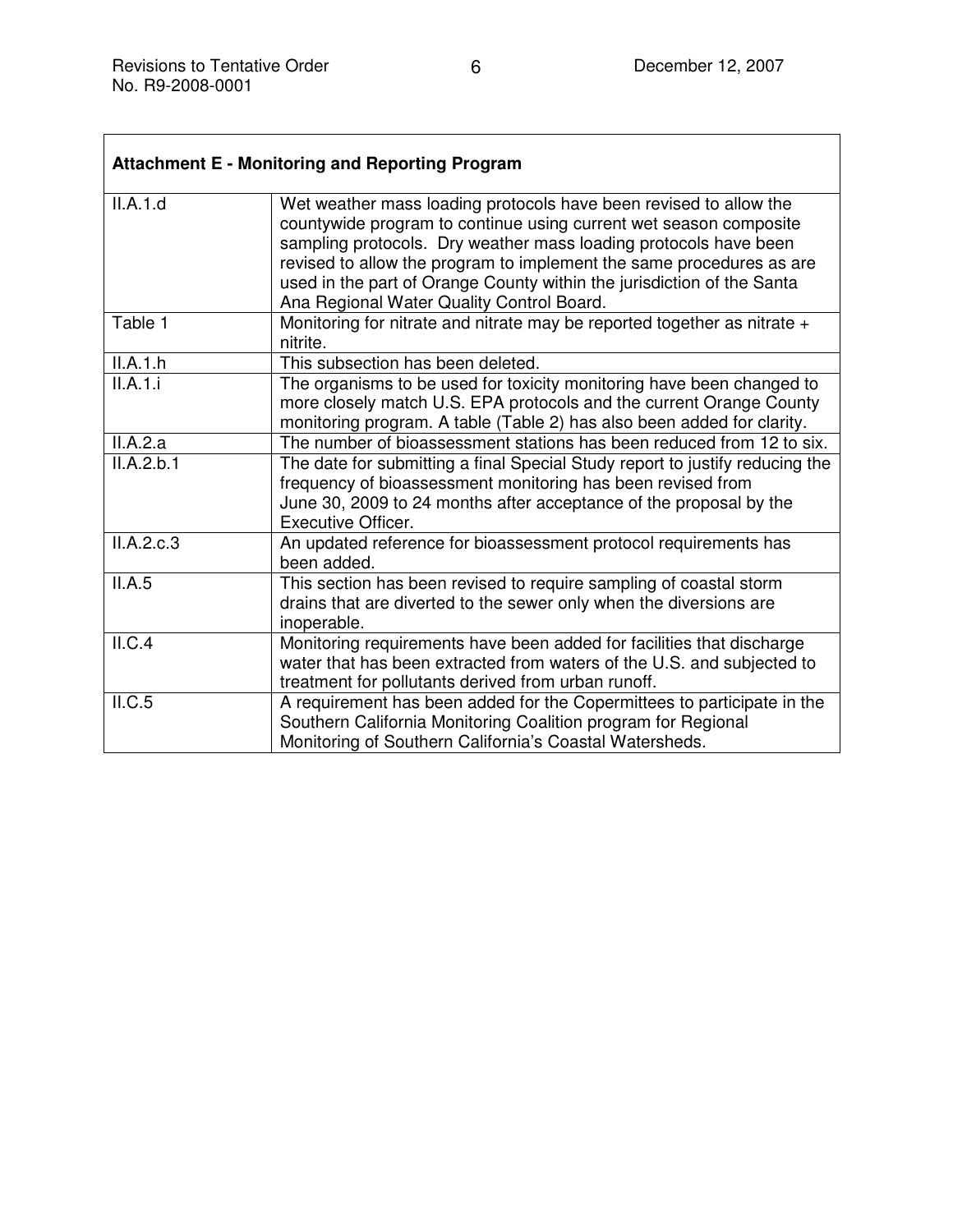| Attachment E - Monitoring and Reporting Program | |
|---|---|
| II.A.1.d | Wet weather mass loading protocols have been revised to allow the countywide program to continue using current wet season composite sampling protocols. Dry weather mass loading protocols have been revised to allow the program to implement the same procedures as are used in the part of Orange County within the jurisdiction of the Santa Ana Regional Water Quality Control Board. |
| Table 1 | Monitoring for nitrate and nitrate may be reported together as nitrate + nitrite. |
| II.A.1.h | This subsection has been deleted. |
| II.A.1.i | The organisms to be used for toxicity monitoring have been changed to more closely match U.S. EPA protocols and the current Orange County monitoring program. A table (Table 2) has also been added for clarity. |
| II.A.2.a | The number of bioassessment stations has been reduced from 12 to six. |
| II.A.2.b.1 | The date for submitting a final Special Study report to justify reducing the frequency of bioassessment monitoring has been revised from June 30, 2009 to 24 months after acceptance of the proposal by the Executive Officer. |
| II.A.2.c.3 | An updated reference for bioassessment protocol requirements has been added. |
| II.A.5 | This section has been revised to require sampling of coastal storm drains that are diverted to the sewer only when the diversions are inoperable. |
| II.C.4 | Monitoring requirements have been added for facilities that discharge water that has been extracted from waters of the U.S. and subjected to treatment for pollutants derived from urban runoff. |
| II.C.5 | A requirement has been added for the Copermittees to participate in the Southern California Monitoring Coalition program for Regional Monitoring of Southern California's Coastal Watersheds. |